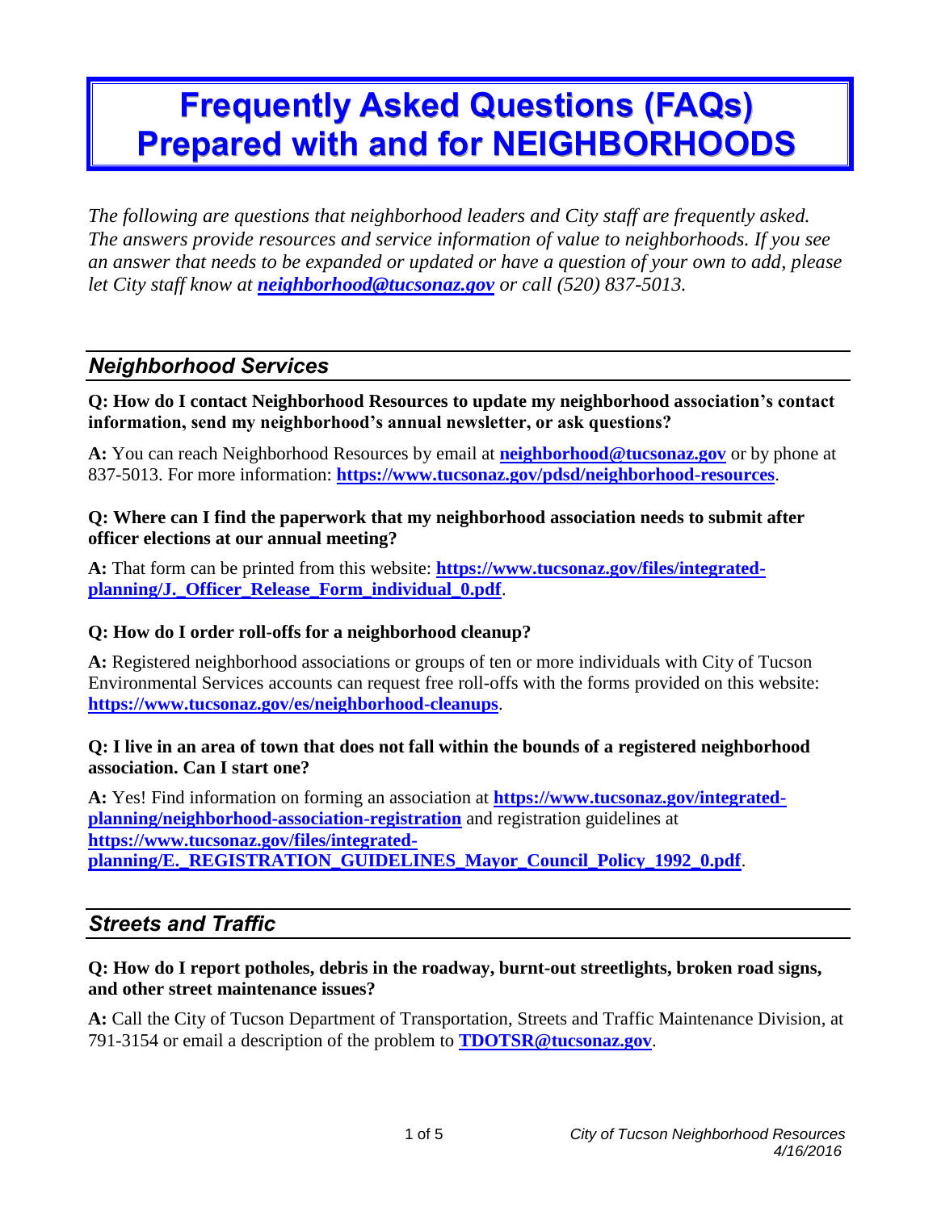# Frequently Asked Questions (FAQs) Prepared with and for NEIGHBORHOODS

*The following are questions that neighborhood leaders and City staff are frequently asked. The answers provide resources and service information of value to neighborhoods. If you see an answer that needs to be expanded or updated or have a question of your own to add, please let City staff know at* ***neighborhood@tucsonaz.gov*** *or call (520) 837-5013.*

## *Neighborhood Services*

**Q: How do I contact Neighborhood Resources to update my neighborhood association's contact information, send my neighborhood's annual newsletter, or ask questions?**

**A:** You can reach Neighborhood Resources by email at **neighborhood@tucsonaz.gov** or by phone at 837-5013. For more information: **https://www.tucsonaz.gov/pdsd/neighborhood-resources**.

**Q: Where can I find the paperwork that my neighborhood association needs to submit after officer elections at our annual meeting?**

**A:** That form can be printed from this website: **https://www.tucsonaz.gov/files/integrated-planning/J._Officer_Release_Form_individual_0.pdf**.

**Q: How do I order roll-offs for a neighborhood cleanup?**

**A:** Registered neighborhood associations or groups of ten or more individuals with City of Tucson Environmental Services accounts can request free roll-offs with the forms provided on this website: **https://www.tucsonaz.gov/es/neighborhood-cleanups**.

**Q: I live in an area of town that does not fall within the bounds of a registered neighborhood association. Can I start one?**

**A:** Yes! Find information on forming an association at **https://www.tucsonaz.gov/integrated-planning/neighborhood-association-registration** and registration guidelines at **https://www.tucsonaz.gov/files/integrated-planning/E._REGISTRATION_GUIDELINES_Mayor_Council_Policy_1992_0.pdf**.

## *Streets and Traffic*

**Q: How do I report potholes, debris in the roadway, burnt-out streetlights, broken road signs, and other street maintenance issues?**

**A:** Call the City of Tucson Department of Transportation, Streets and Traffic Maintenance Division, at 791-3154 or email a description of the problem to **TDOTSR@tucsonaz.gov**.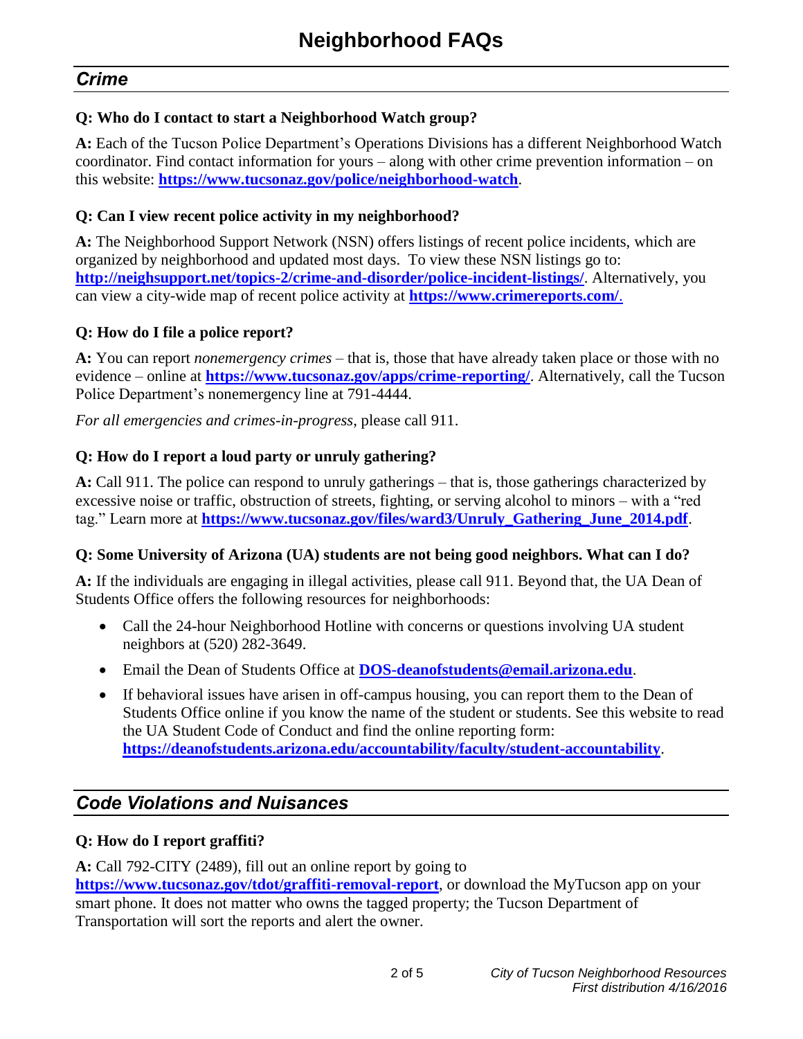# Neighborhood FAQs

## *Crime*

**Q: Who do I contact to start a Neighborhood Watch group?**

**A:** Each of the Tucson Police Department's Operations Divisions has a different Neighborhood Watch coordinator. Find contact information for yours – along with other crime prevention information – on this website: **https://www.tucsonaz.gov/police/neighborhood-watch**.

**Q: Can I view recent police activity in my neighborhood?**

**A:** The Neighborhood Support Network (NSN) offers listings of recent police incidents, which are organized by neighborhood and updated most days. To view these NSN listings go to: **http://neighsupport.net/topics-2/crime-and-disorder/police-incident-listings/**. Alternatively, you can view a city-wide map of recent police activity at **https://www.crimereports.com/**.

**Q: How do I file a police report?**

**A:** You can report *nonemergency crimes* – that is, those that have already taken place or those with no evidence – online at **https://www.tucsonaz.gov/apps/crime-reporting/**. Alternatively, call the Tucson Police Department's nonemergency line at 791-4444.

*For all emergencies and crimes-in-progress*, please call 911.

**Q: How do I report a loud party or unruly gathering?**

**A:** Call 911. The police can respond to unruly gatherings – that is, those gatherings characterized by excessive noise or traffic, obstruction of streets, fighting, or serving alcohol to minors – with a "red tag." Learn more at **https://www.tucsonaz.gov/files/ward3/Unruly_Gathering_June_2014.pdf**.

**Q: Some University of Arizona (UA) students are not being good neighbors. What can I do?**

**A:** If the individuals are engaging in illegal activities, please call 911. Beyond that, the UA Dean of Students Office offers the following resources for neighborhoods:

- Call the 24-hour Neighborhood Hotline with concerns or questions involving UA student neighbors at (520) 282-3649.
- Email the Dean of Students Office at **DOS-deanofstudents@email.arizona.edu**.
- If behavioral issues have arisen in off-campus housing, you can report them to the Dean of Students Office online if you know the name of the student or students. See this website to read the UA Student Code of Conduct and find the online reporting form: **https://deanofstudents.arizona.edu/accountability/faculty/student-accountability**.

## *Code Violations and Nuisances*

**Q: How do I report graffiti?**

**A:** Call 792-CITY (2489), fill out an online report by going to **https://www.tucsonaz.gov/tdot/graffiti-removal-report**, or download the MyTucson app on your smart phone. It does not matter who owns the tagged property; the Tucson Department of Transportation will sort the reports and alert the owner.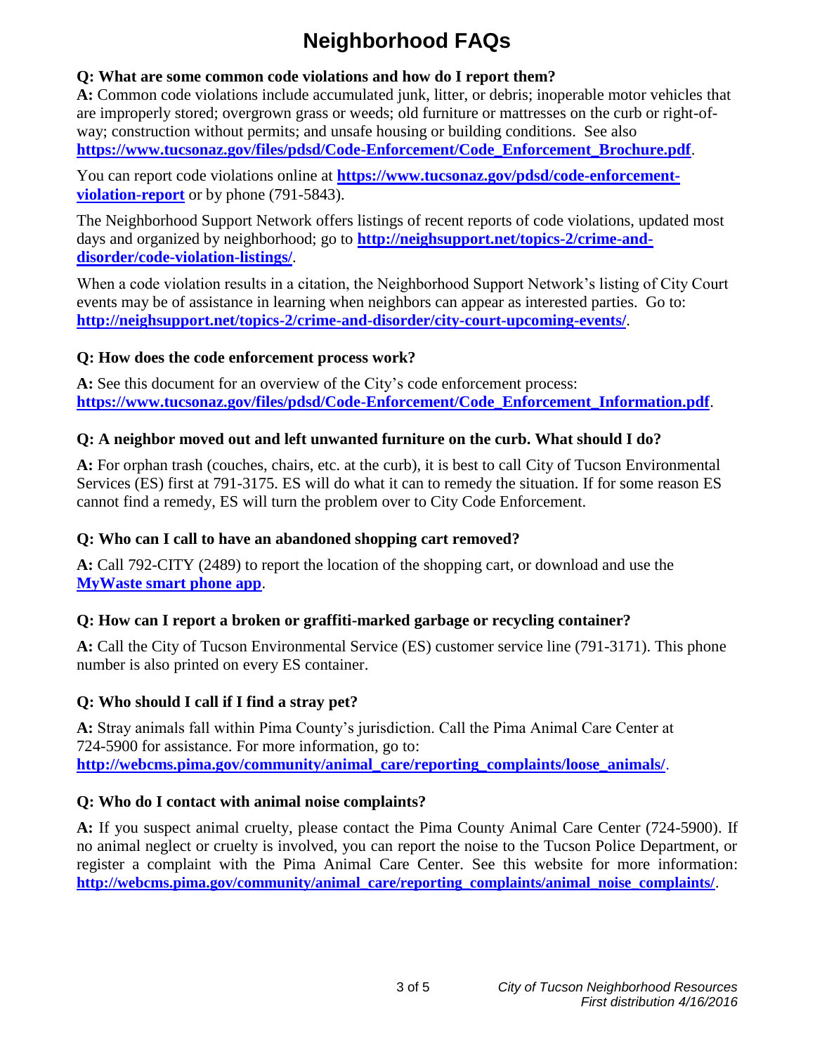# Neighborhood FAQs

**Q: What are some common code violations and how do I report them?**

**A:** Common code violations include accumulated junk, litter, or debris; inoperable motor vehicles that are improperly stored; overgrown grass or weeds; old furniture or mattresses on the curb or right-of-way; construction without permits; and unsafe housing or building conditions. See also **https://www.tucsonaz.gov/files/pdsd/Code-Enforcement/Code_Enforcement_Brochure.pdf**.

You can report code violations online at **https://www.tucsonaz.gov/pdsd/code-enforcement-violation-report** or by phone (791-5843).

The Neighborhood Support Network offers listings of recent reports of code violations, updated most days and organized by neighborhood; go to **http://neighsupport.net/topics-2/crime-and-disorder/code-violation-listings/**.

When a code violation results in a citation, the Neighborhood Support Network's listing of City Court events may be of assistance in learning when neighbors can appear as interested parties. Go to: **http://neighsupport.net/topics-2/crime-and-disorder/city-court-upcoming-events/**.

**Q: How does the code enforcement process work?**

**A:** See this document for an overview of the City's code enforcement process: **https://www.tucsonaz.gov/files/pdsd/Code-Enforcement/Code_Enforcement_Information.pdf**.

**Q: A neighbor moved out and left unwanted furniture on the curb. What should I do?**

**A:** For orphan trash (couches, chairs, etc. at the curb), it is best to call City of Tucson Environmental Services (ES) first at 791-3175. ES will do what it can to remedy the situation. If for some reason ES cannot find a remedy, ES will turn the problem over to City Code Enforcement.

**Q: Who can I call to have an abandoned shopping cart removed?**

**A:** Call 792-CITY (2489) to report the location of the shopping cart, or download and use the **MyWaste smart phone app**.

**Q: How can I report a broken or graffiti-marked garbage or recycling container?**

**A:** Call the City of Tucson Environmental Service (ES) customer service line (791-3171). This phone number is also printed on every ES container.

**Q: Who should I call if I find a stray pet?**

**A:** Stray animals fall within Pima County's jurisdiction. Call the Pima Animal Care Center at 724-5900 for assistance. For more information, go to: **http://webcms.pima.gov/community/animal_care/reporting_complaints/loose_animals/**.

**Q: Who do I contact with animal noise complaints?**

**A:** If you suspect animal cruelty, please contact the Pima County Animal Care Center (724-5900). If no animal neglect or cruelty is involved, you can report the noise to the Tucson Police Department, or register a complaint with the Pima Animal Care Center. See this website for more information: **http://webcms.pima.gov/community/animal_care/reporting_complaints/animal_noise_complaints/**.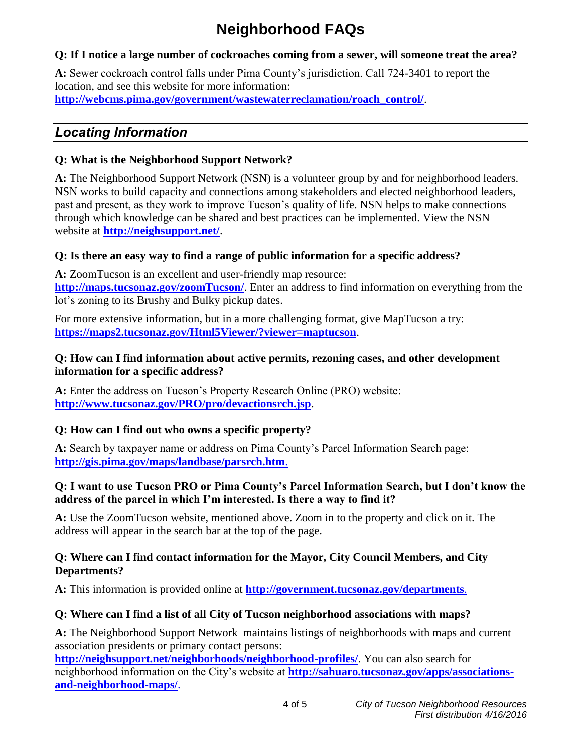# Neighborhood FAQs

**Q: If I notice a large number of cockroaches coming from a sewer, will someone treat the area?**

**A:** Sewer cockroach control falls under Pima County's jurisdiction. Call 724-3401 to report the location, and see this website for more information: **http://webcms.pima.gov/government/wastewaterreclamation/roach_control/**.

## *Locating Information*

**Q: What is the Neighborhood Support Network?**

**A:** The Neighborhood Support Network (NSN) is a volunteer group by and for neighborhood leaders. NSN works to build capacity and connections among stakeholders and elected neighborhood leaders, past and present, as they work to improve Tucson's quality of life. NSN helps to make connections through which knowledge can be shared and best practices can be implemented. View the NSN website at **http://neighsupport.net/**.

**Q: Is there an easy way to find a range of public information for a specific address?**

**A:** ZoomTucson is an excellent and user-friendly map resource: **http://maps.tucsonaz.gov/zoomTucson/**. Enter an address to find information on everything from the lot's zoning to its Brushy and Bulky pickup dates.

For more extensive information, but in a more challenging format, give MapTucson a try: **https://maps2.tucsonaz.gov/Html5Viewer/?viewer=maptucson**.

**Q: How can I find information about active permits, rezoning cases, and other development information for a specific address?**

**A:** Enter the address on Tucson's Property Research Online (PRO) website: **http://www.tucsonaz.gov/PRO/pro/devactionsrch.jsp**.

**Q: How can I find out who owns a specific property?**

**A:** Search by taxpayer name or address on Pima County's Parcel Information Search page: **http://gis.pima.gov/maps/landbase/parsrch.htm**.

**Q: I want to use Tucson PRO or Pima County's Parcel Information Search, but I don't know the address of the parcel in which I'm interested. Is there a way to find it?**

**A:** Use the ZoomTucson website, mentioned above. Zoom in to the property and click on it. The address will appear in the search bar at the top of the page.

**Q: Where can I find contact information for the Mayor, City Council Members, and City Departments?**

**A:** This information is provided online at **http://government.tucsonaz.gov/departments**.

**Q: Where can I find a list of all City of Tucson neighborhood associations with maps?**

**A:** The Neighborhood Support Network maintains listings of neighborhoods with maps and current association presidents or primary contact persons: **http://neighsupport.net/neighborhoods/neighborhood-profiles/**. You can also search for neighborhood information on the City's website at **http://sahuaro.tucsonaz.gov/apps/associations-and-neighborhood-maps/**.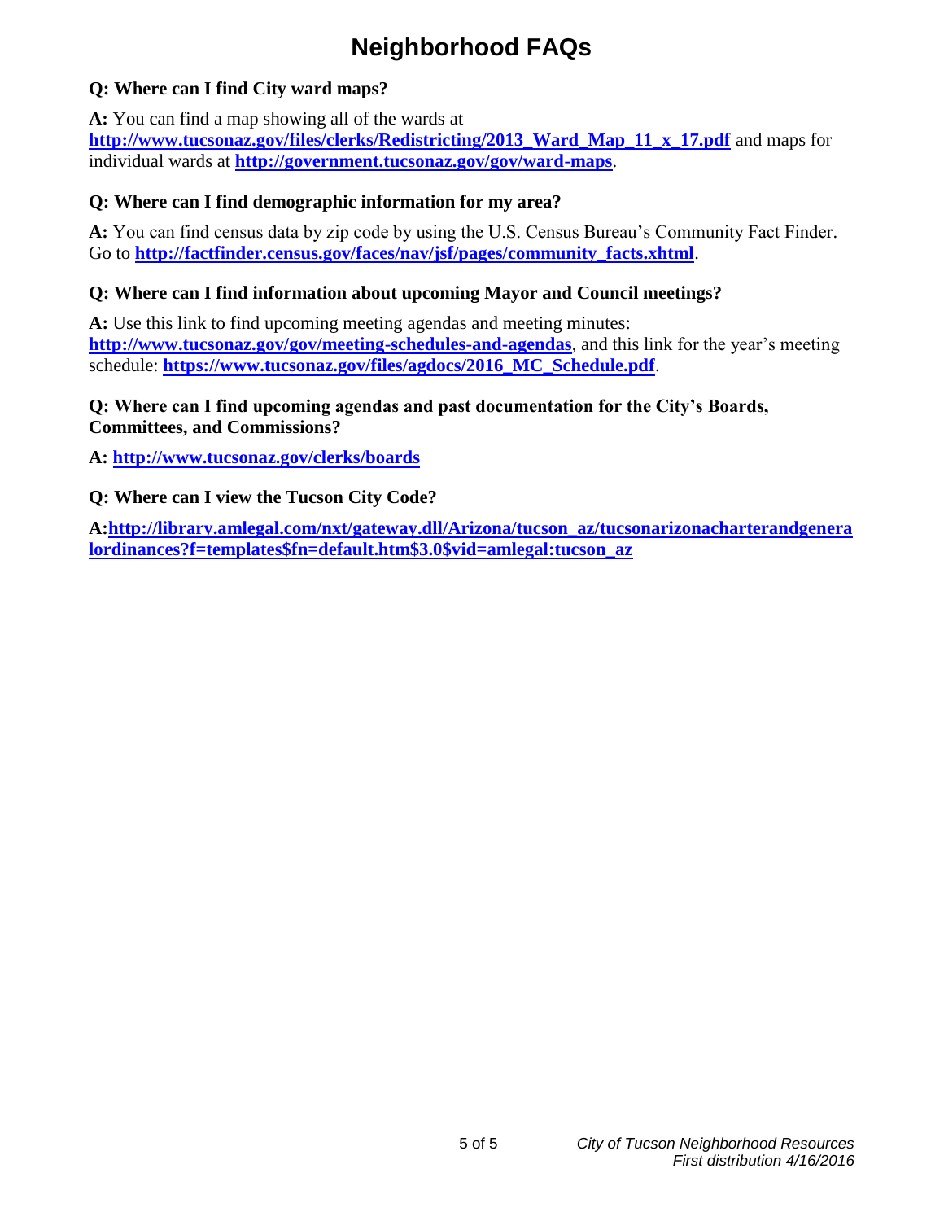# Neighborhood FAQs

**Q: Where can I find City ward maps?**

**A:** You can find a map showing all of the wards at **http://www.tucsonaz.gov/files/clerks/Redistricting/2013_Ward_Map_11_x_17.pdf** and maps for individual wards at **http://government.tucsonaz.gov/gov/ward-maps**.

**Q: Where can I find demographic information for my area?**

**A:** You can find census data by zip code by using the U.S. Census Bureau's Community Fact Finder. Go to **http://factfinder.census.gov/faces/nav/jsf/pages/community_facts.xhtml**.

**Q: Where can I find information about upcoming Mayor and Council meetings?**

**A:** Use this link to find upcoming meeting agendas and meeting minutes: **http://www.tucsonaz.gov/gov/meeting-schedules-and-agendas**, and this link for the year's meeting schedule: **https://www.tucsonaz.gov/files/agdocs/2016_MC_Schedule.pdf**.

**Q: Where can I find upcoming agendas and past documentation for the City's Boards, Committees, and Commissions?**

**A: http://www.tucsonaz.gov/clerks/boards**

**Q: Where can I view the Tucson City Code?**

**A:http://library.amlegal.com/nxt/gateway.dll/Arizona/tucson_az/tucsonarizonacharterandgeneralordinances?f=templates$fn=default.htm$3.0$vid=amlegal:tucson_az**

*City of Tucson Neighborhood Resources*
*First distribution 4/16/2016*